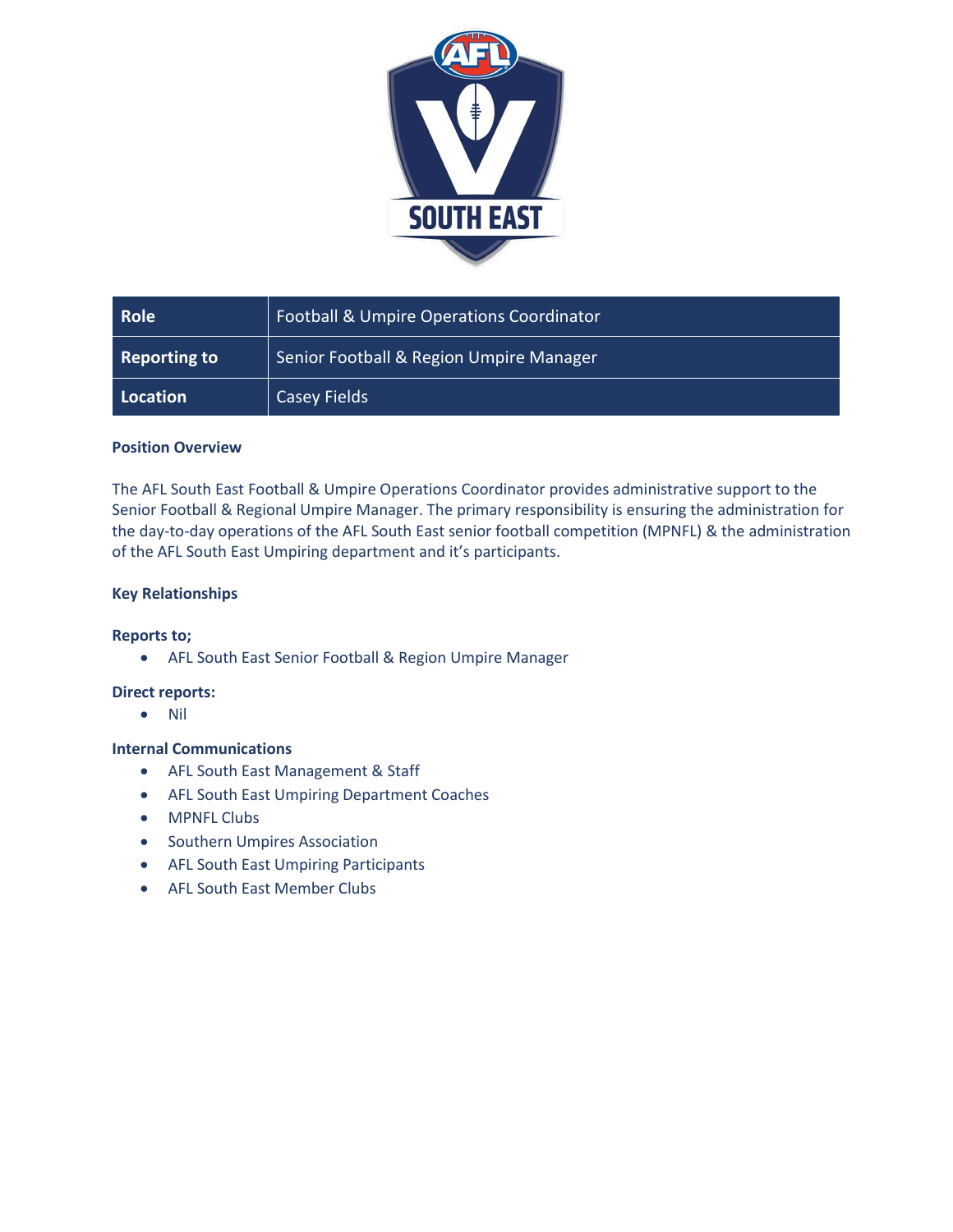| Role | Football & Umpire Operations Coordinator |
| --- | --- |
| Reporting to | Senior Football & Region Umpire Manager |
| Location | Casey Fields |

**Position Overview**

The AFL South East Football & Umpire Operations Coordinator provides administrative support to the Senior Football & Regional Umpire Manager. The primary responsibility is ensuring the administration for the day-to-day operations of the AFL South East senior football competition (MPNFL) & the administration of the AFL South East Umpiring department and it's participants.

**Key Relationships**

**Reports to;**

- AFL South East Senior Football & Region Umpire Manager

**Direct reports:**

- Nil

**Internal Communications**

- AFL South East Management & Staff
- AFL South East Umpiring Department Coaches
- MPNFL Clubs
- Southern Umpires Association
- AFL South East Umpiring Participants
- AFL South East Member Clubs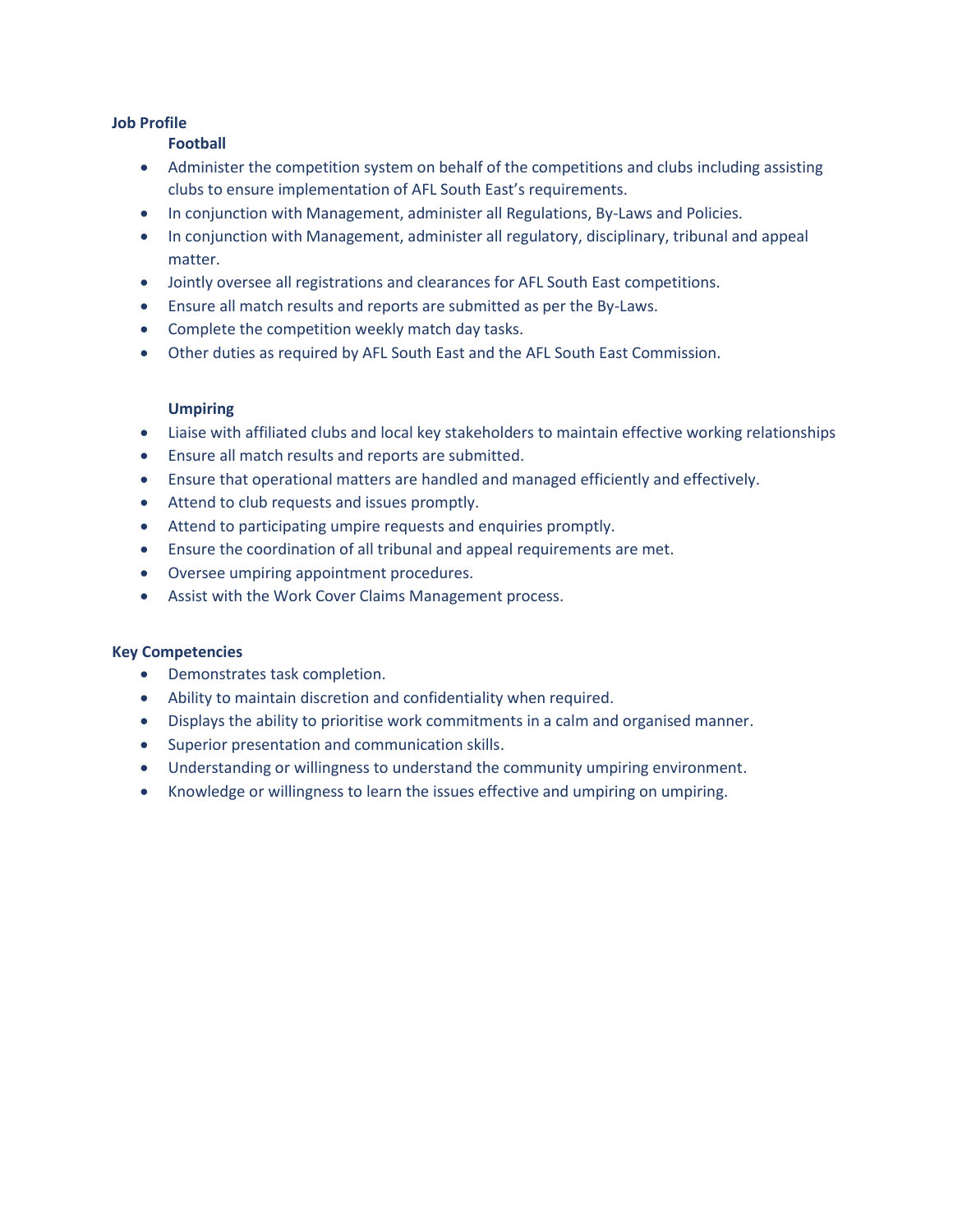**Job Profile**

**Football**

- Administer the competition system on behalf of the competitions and clubs including assisting clubs to ensure implementation of AFL South East's requirements.
- In conjunction with Management, administer all Regulations, By-Laws and Policies.
- In conjunction with Management, administer all regulatory, disciplinary, tribunal and appeal matter.
- Jointly oversee all registrations and clearances for AFL South East competitions.
- Ensure all match results and reports are submitted as per the By-Laws.
- Complete the competition weekly match day tasks.
- Other duties as required by AFL South East and the AFL South East Commission.

**Umpiring**

- Liaise with affiliated clubs and local key stakeholders to maintain effective working relationships
- Ensure all match results and reports are submitted.
- Ensure that operational matters are handled and managed efficiently and effectively.
- Attend to club requests and issues promptly.
- Attend to participating umpire requests and enquiries promptly.
- Ensure the coordination of all tribunal and appeal requirements are met.
- Oversee umpiring appointment procedures.
- Assist with the Work Cover Claims Management process.

**Key Competencies**

- Demonstrates task completion.
- Ability to maintain discretion and confidentiality when required.
- Displays the ability to prioritise work commitments in a calm and organised manner.
- Superior presentation and communication skills.
- Understanding or willingness to understand the community umpiring environment.
- Knowledge or willingness to learn the issues effective and umpiring on umpiring.